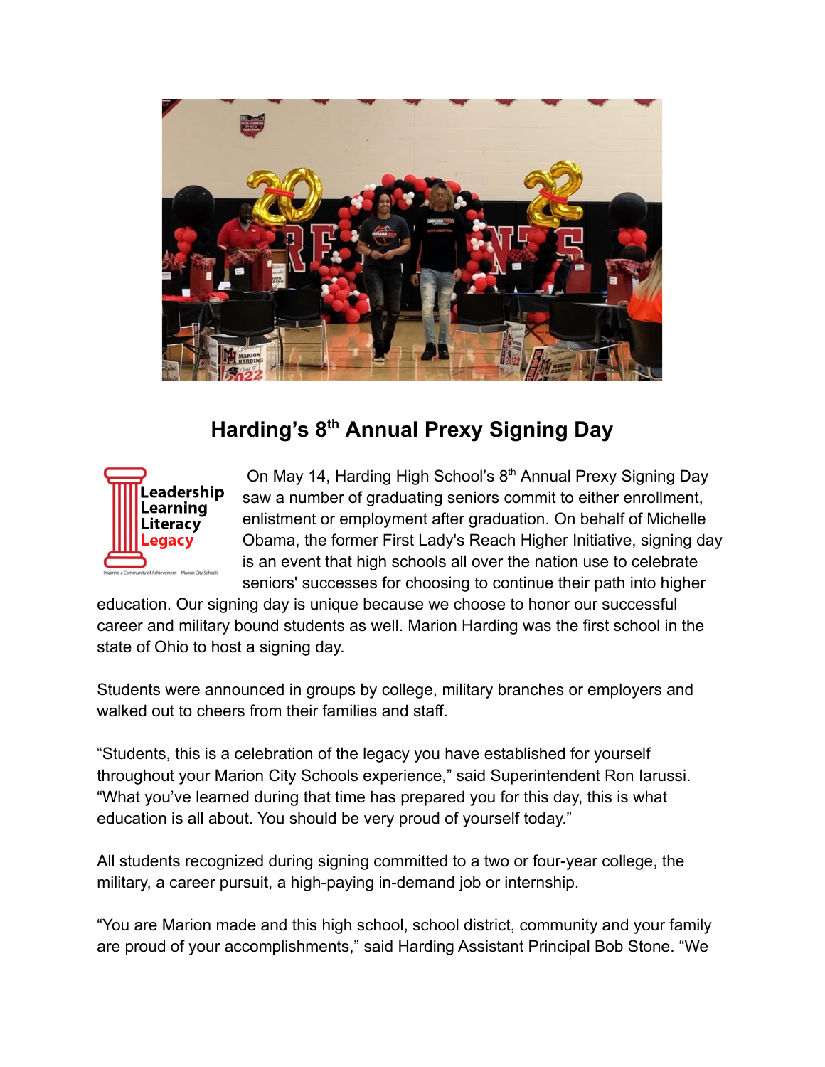## Harding's 8th Annual Prexy Signing Day

Leadership
Learning
Literacy
Legacy

On May 14, Harding High School's 8th Annual Prexy Signing Day saw a number of graduating seniors commit to either enrollment, enlistment or employment after graduation. On behalf of Michelle Obama, the former First Lady's Reach Higher Initiative, signing day is an event that high schools all over the nation use to celebrate seniors' successes for choosing to continue their path into higher education. Our signing day is unique because we choose to honor our successful career and military bound students as well. Marion Harding was the first school in the state of Ohio to host a signing day.

Students were announced in groups by college, military branches or employers and walked out to cheers from their families and staff.

"Students, this is a celebration of the legacy you have established for yourself throughout your Marion City Schools experience," said Superintendent Ron Iarussi. "What you've learned during that time has prepared you for this day, this is what education is all about. You should be very proud of yourself today."

All students recognized during signing committed to a two or four-year college, the military, a career pursuit, a high-paying in-demand job or internship.

"You are Marion made and this high school, school district, community and your family are proud of your accomplishments," said Harding Assistant Principal Bob Stone. "We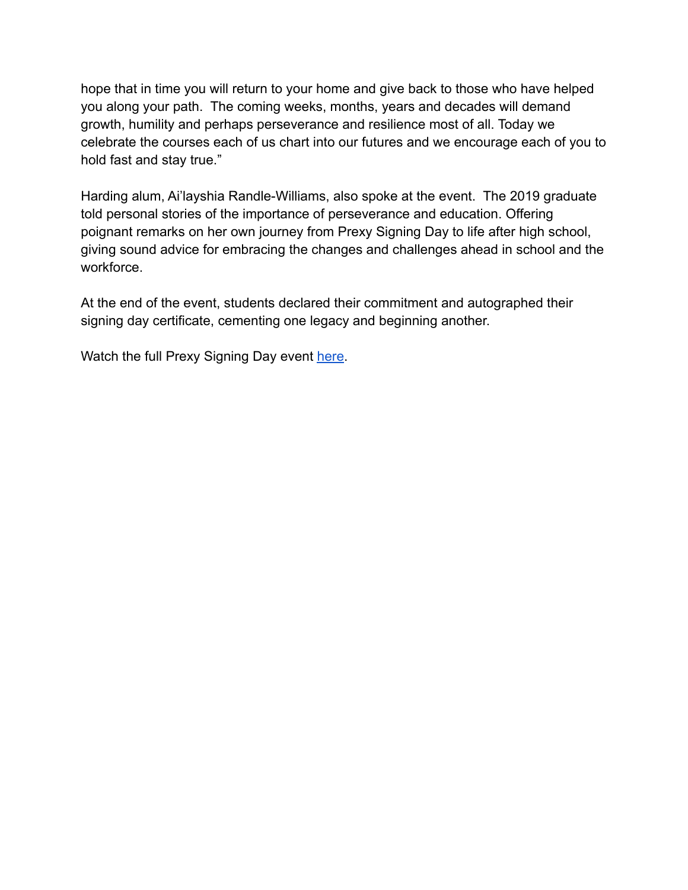hope that in time you will return to your home and give back to those who have helped you along your path. The coming weeks, months, years and decades will demand growth, humility and perhaps perseverance and resilience most of all. Today we celebrate the courses each of us chart into our futures and we encourage each of you to hold fast and stay true."

Harding alum, Ai'layshia Randle-Williams, also spoke at the event. The 2019 graduate told personal stories of the importance of perseverance and education. Offering poignant remarks on her own journey from Prexy Signing Day to life after high school, giving sound advice for embracing the changes and challenges ahead in school and the workforce.

At the end of the event, students declared their commitment and autographed their signing day certificate, cementing one legacy and beginning another.

Watch the full Prexy Signing Day event here.